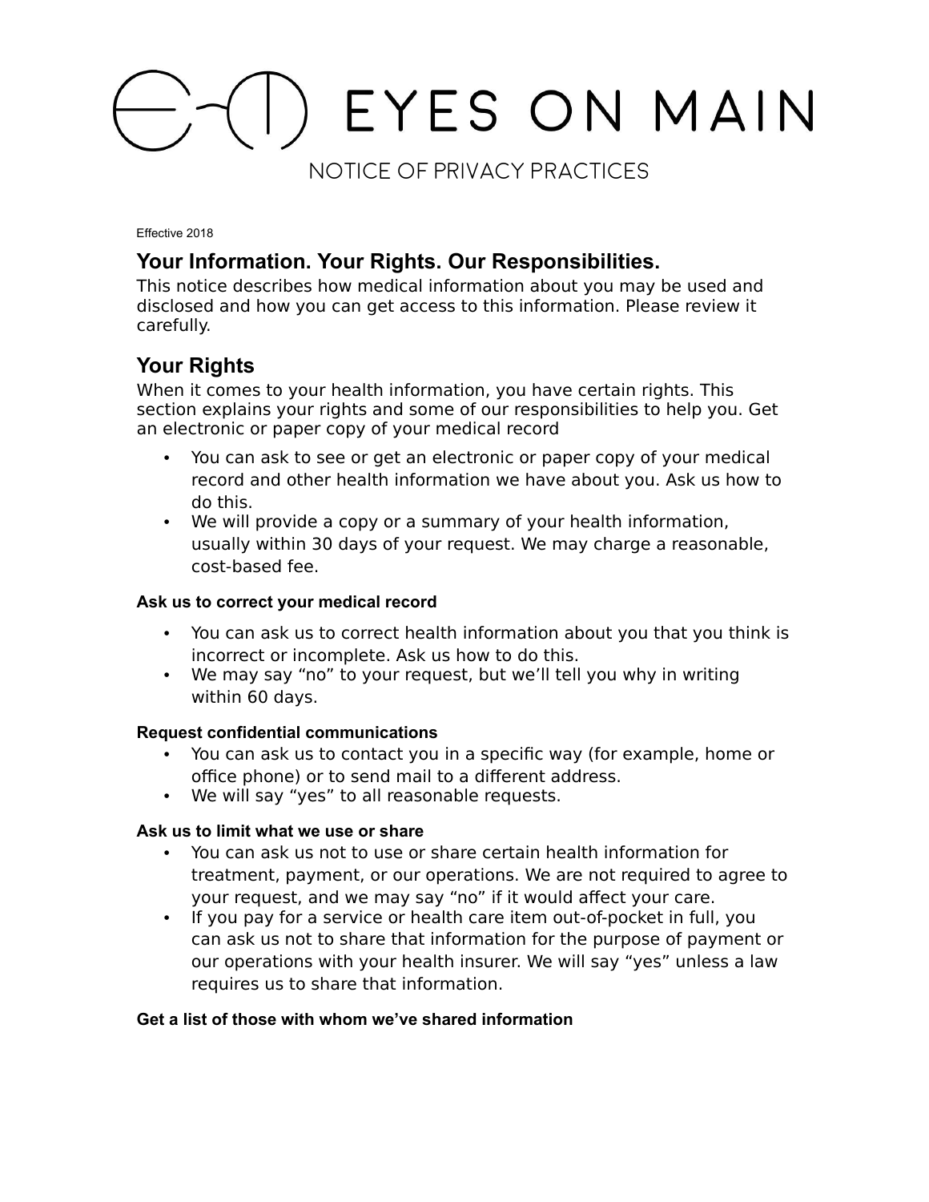# EYES ON MAIN

## NOTICE OF PRIVACY PRACTICES

Effective 2018

## Your Information. Your Rights. Our Responsibilities.

This notice describes how medical information about you may be used and disclosed and how you can get access to this information. Please review it carefully.

## Your Rights

When it comes to your health information, you have certain rights. This section explains your rights and some of our responsibilities to help you. Get an electronic or paper copy of your medical record

- You can ask to see or get an electronic or paper copy of your medical record and other health information we have about you. Ask us how to do this.
- We will provide a copy or a summary of your health information, usually within 30 days of your request. We may charge a reasonable, cost-based fee.

**Ask us to correct your medical record**

- You can ask us to correct health information about you that you think is incorrect or incomplete. Ask us how to do this.
- We may say "no" to your request, but we'll tell you why in writing within 60 days.

**Request confidential communications**

- You can ask us to contact you in a specific way (for example, home or office phone) or to send mail to a different address.
- We will say "yes" to all reasonable requests.

**Ask us to limit what we use or share**

- You can ask us not to use or share certain health information for treatment, payment, or our operations. We are not required to agree to your request, and we may say "no" if it would affect your care.
- If you pay for a service or health care item out-of-pocket in full, you can ask us not to share that information for the purpose of payment or our operations with your health insurer. We will say "yes" unless a law requires us to share that information.

**Get a list of those with whom we've shared information**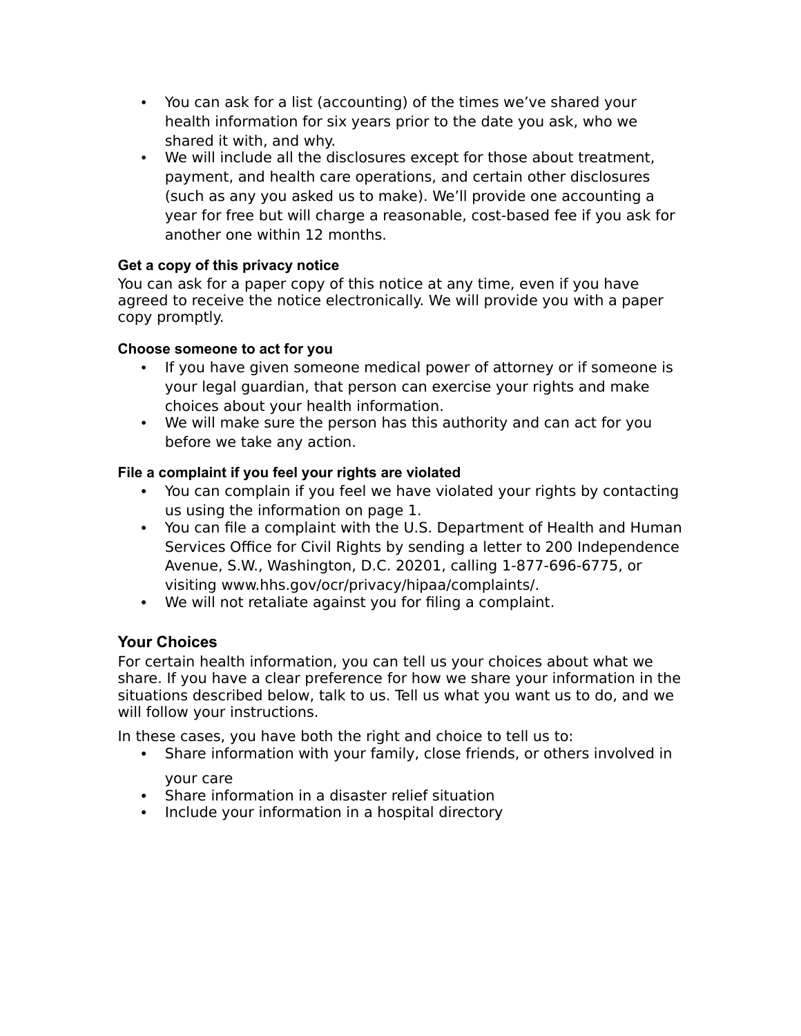- You can ask for a list (accounting) of the times we've shared your health information for six years prior to the date you ask, who we shared it with, and why.
- We will include all the disclosures except for those about treatment, payment, and health care operations, and certain other disclosures (such as any you asked us to make). We'll provide one accounting a year for free but will charge a reasonable, cost-based fee if you ask for another one within 12 months.

#### Get a copy of this privacy notice

You can ask for a paper copy of this notice at any time, even if you have agreed to receive the notice electronically. We will provide you with a paper copy promptly.

#### Choose someone to act for you

- If you have given someone medical power of attorney or if someone is your legal guardian, that person can exercise your rights and make choices about your health information.
- We will make sure the person has this authority and can act for you before we take any action.

#### File a complaint if you feel your rights are violated

- You can complain if you feel we have violated your rights by contacting us using the information on page 1.
- You can file a complaint with the U.S. Department of Health and Human Services Office for Civil Rights by sending a letter to 200 Independence Avenue, S.W., Washington, D.C. 20201, calling 1-877-696-6775, or visiting www.hhs.gov/ocr/privacy/hipaa/complaints/.
- We will not retaliate against you for filing a complaint.

### Your Choices

For certain health information, you can tell us your choices about what we share. If you have a clear preference for how we share your information in the situations described below, talk to us. Tell us what you want us to do, and we will follow your instructions.

In these cases, you have both the right and choice to tell us to:

- Share information with your family, close friends, or others involved in your care
- Share information in a disaster relief situation
- Include your information in a hospital directory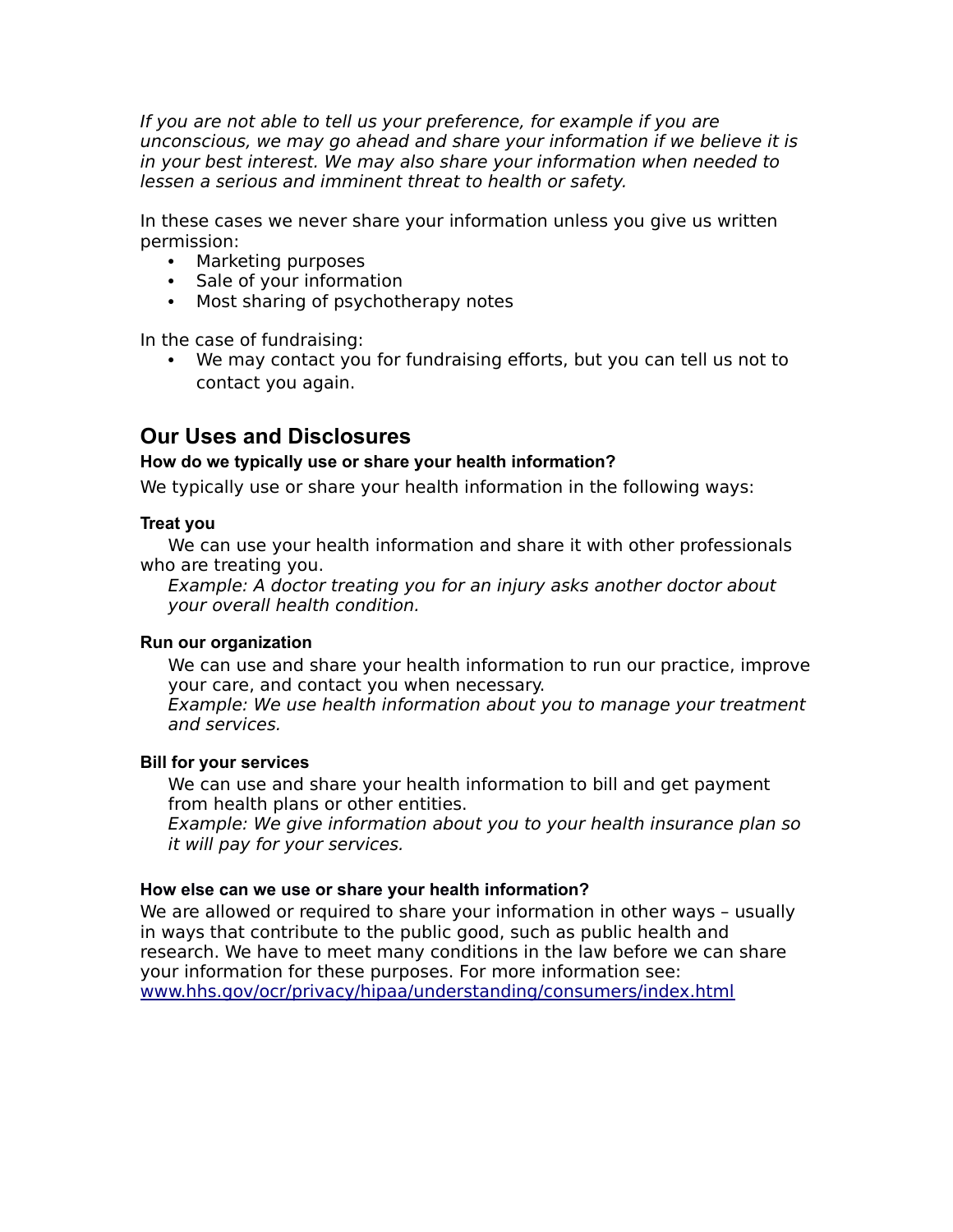*If you are not able to tell us your preference, for example if you are unconscious, we may go ahead and share your information if we believe it is in your best interest. We may also share your information when needed to lessen a serious and imminent threat to health or safety.*

In these cases we never share your information unless you give us written permission:

- Marketing purposes
- Sale of your information
- Most sharing of psychotherapy notes

In the case of fundraising:

- We may contact you for fundraising efforts, but you can tell us not to contact you again.

## Our Uses and Disclosures

### How do we typically use or share your health information?

We typically use or share your health information in the following ways:

#### Treat you

We can use your health information and share it with other professionals who are treating you.

*Example: A doctor treating you for an injury asks another doctor about your overall health condition.*

#### Run our organization

We can use and share your health information to run our practice, improve your care, and contact you when necessary.

*Example: We use health information about you to manage your treatment and services.*

#### Bill for your services

We can use and share your health information to bill and get payment from health plans or other entities.

*Example: We give information about you to your health insurance plan so it will pay for your services.*

### How else can we use or share your health information?

We are allowed or required to share your information in other ways – usually in ways that contribute to the public good, such as public health and research. We have to meet many conditions in the law before we can share your information for these purposes. For more information see: www.hhs.gov/ocr/privacy/hipaa/understanding/consumers/index.html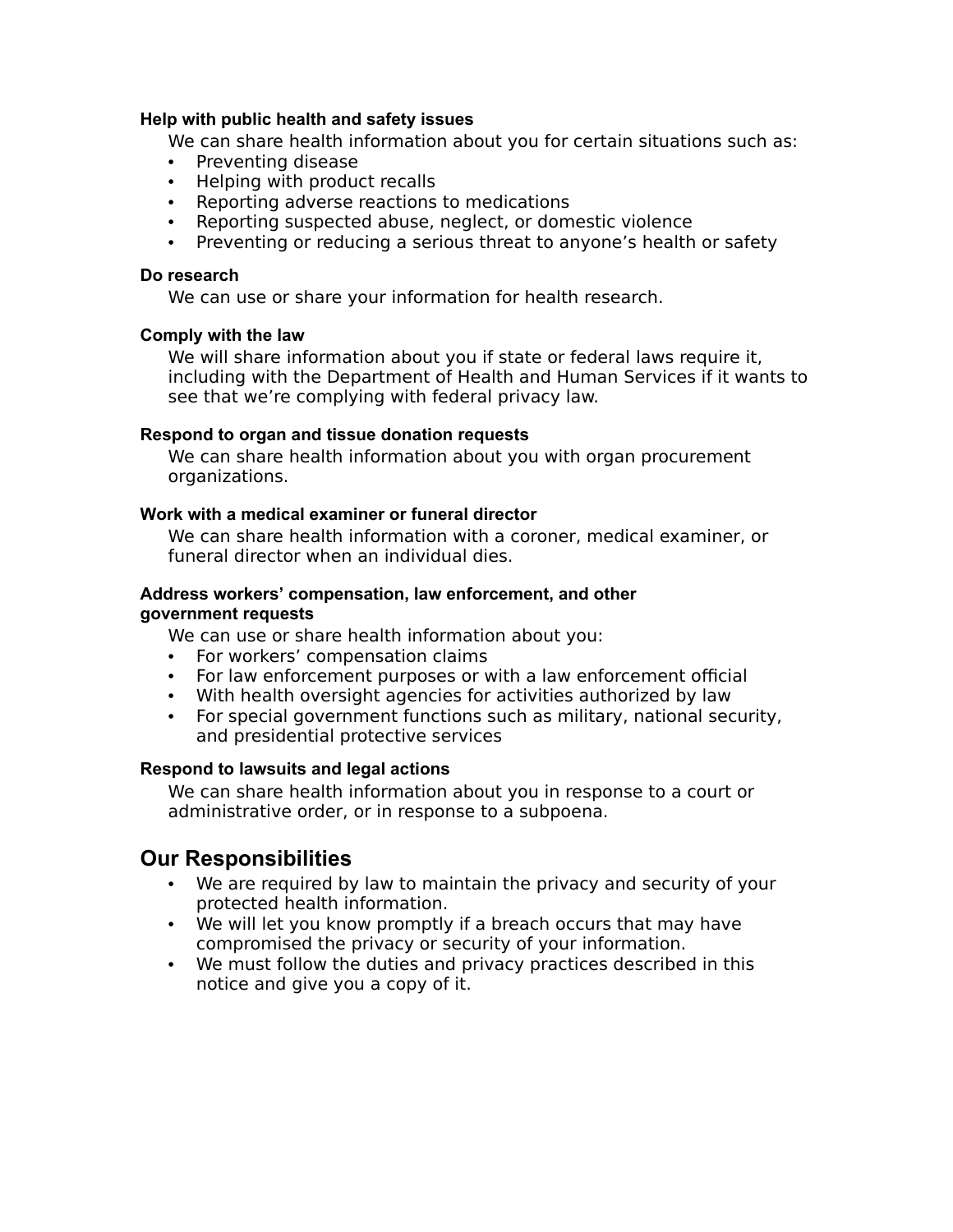#### Help with public health and safety issues

We can share health information about you for certain situations such as:

- Preventing disease
- Helping with product recalls
- Reporting adverse reactions to medications
- Reporting suspected abuse, neglect, or domestic violence
- Preventing or reducing a serious threat to anyone's health or safety

#### Do research

We can use or share your information for health research.

#### Comply with the law

We will share information about you if state or federal laws require it, including with the Department of Health and Human Services if it wants to see that we're complying with federal privacy law.

#### Respond to organ and tissue donation requests

We can share health information about you with organ procurement organizations.

#### Work with a medical examiner or funeral director

We can share health information with a coroner, medical examiner, or funeral director when an individual dies.

#### Address workers' compensation, law enforcement, and other government requests

We can use or share health information about you:

- For workers' compensation claims
- For law enforcement purposes or with a law enforcement official
- With health oversight agencies for activities authorized by law
- For special government functions such as military, national security, and presidential protective services

#### Respond to lawsuits and legal actions

We can share health information about you in response to a court or administrative order, or in response to a subpoena.

## Our Responsibilities

- We are required by law to maintain the privacy and security of your protected health information.
- We will let you know promptly if a breach occurs that may have compromised the privacy or security of your information.
- We must follow the duties and privacy practices described in this notice and give you a copy of it.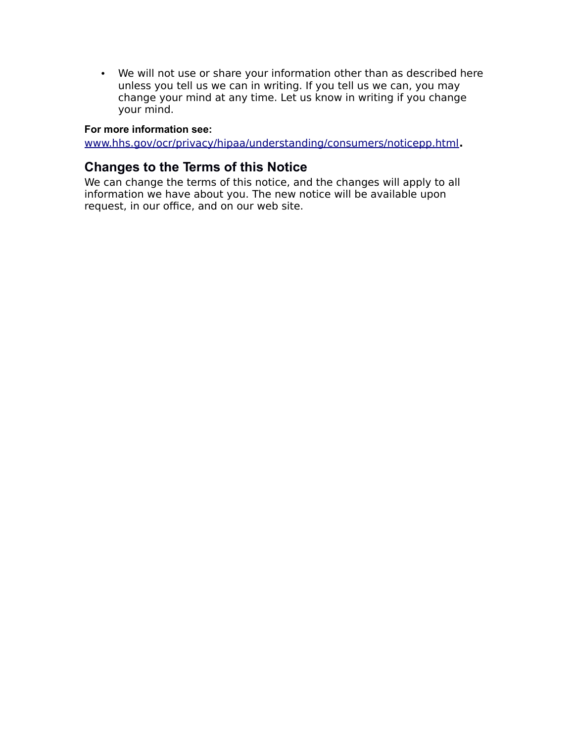- We will not use or share your information other than as described here unless you tell us we can in writing. If you tell us we can, you may change your mind at any time. Let us know in writing if you change your mind.

**For more information see:**
[www.hhs.gov/ocr/privacy/hipaa/understanding/consumers/noticepp.html](http://www.hhs.gov/ocr/privacy/hipaa/understanding/consumers/noticepp.html)**.**

## Changes to the Terms of this Notice

We can change the terms of this notice, and the changes will apply to all information we have about you. The new notice will be available upon request, in our office, and on our web site.